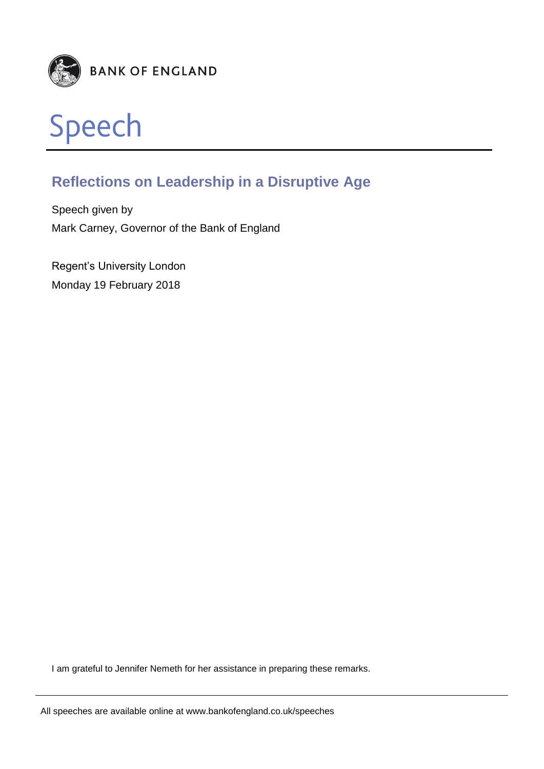BANK OF ENGLAND

# Speech

## Reflections on Leadership in a Disruptive Age

Speech given by
Mark Carney, Governor of the Bank of England

Regent's University London
Monday 19 February 2018

I am grateful to Jennifer Nemeth for her assistance in preparing these remarks.

All speeches are available online at www.bankofengland.co.uk/speeches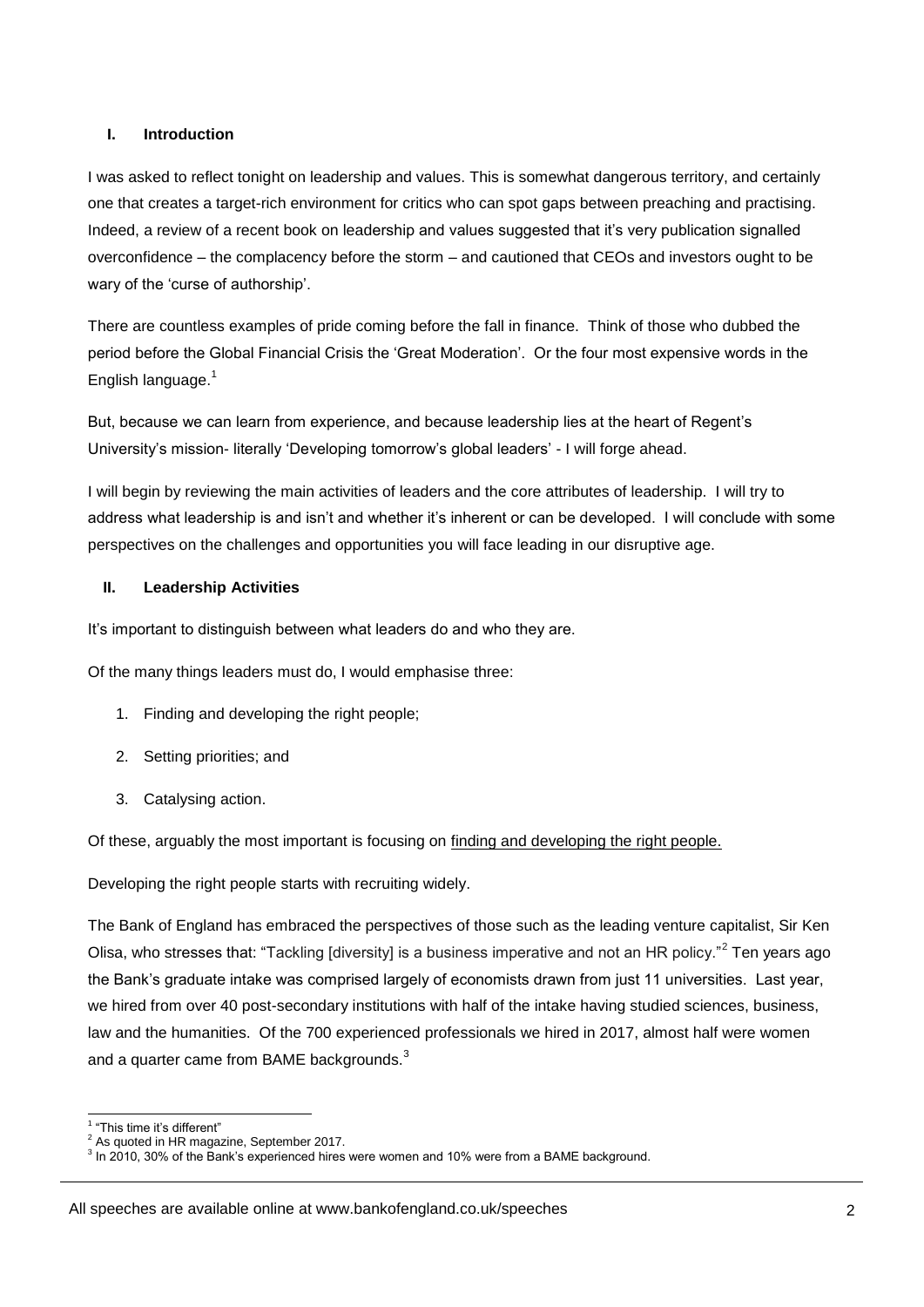## I. Introduction

I was asked to reflect tonight on leadership and values. This is somewhat dangerous territory, and certainly one that creates a target-rich environment for critics who can spot gaps between preaching and practising. Indeed, a review of a recent book on leadership and values suggested that it's very publication signalled overconfidence – the complacency before the storm – and cautioned that CEOs and investors ought to be wary of the 'curse of authorship'.

There are countless examples of pride coming before the fall in finance. Think of those who dubbed the period before the Global Financial Crisis the 'Great Moderation'. Or the four most expensive words in the English language.[1]

But, because we can learn from experience, and because leadership lies at the heart of Regent's University's mission- literally 'Developing tomorrow's global leaders' - I will forge ahead.

I will begin by reviewing the main activities of leaders and the core attributes of leadership. I will try to address what leadership is and isn't and whether it's inherent or can be developed. I will conclude with some perspectives on the challenges and opportunities you will face leading in our disruptive age.

## II. Leadership Activities

It's important to distinguish between what leaders do and who they are.

Of the many things leaders must do, I would emphasise three:

1. Finding and developing the right people;
2. Setting priorities; and
3. Catalysing action.

Of these, arguably the most important is focusing on finding and developing the right people.

Developing the right people starts with recruiting widely.

The Bank of England has embraced the perspectives of those such as the leading venture capitalist, Sir Ken Olisa, who stresses that: "Tackling [diversity] is a business imperative and not an HR policy."[2] Ten years ago the Bank's graduate intake was comprised largely of economists drawn from just 11 universities. Last year, we hired from over 40 post-secondary institutions with half of the intake having studied sciences, business, law and the humanities. Of the 700 experienced professionals we hired in 2017, almost half were women and a quarter came from BAME backgrounds.[3]

---

[1] "This time it's different"

[2] As quoted in HR magazine, September 2017.

[3] In 2010, 30% of the Bank's experienced hires were women and 10% were from a BAME background.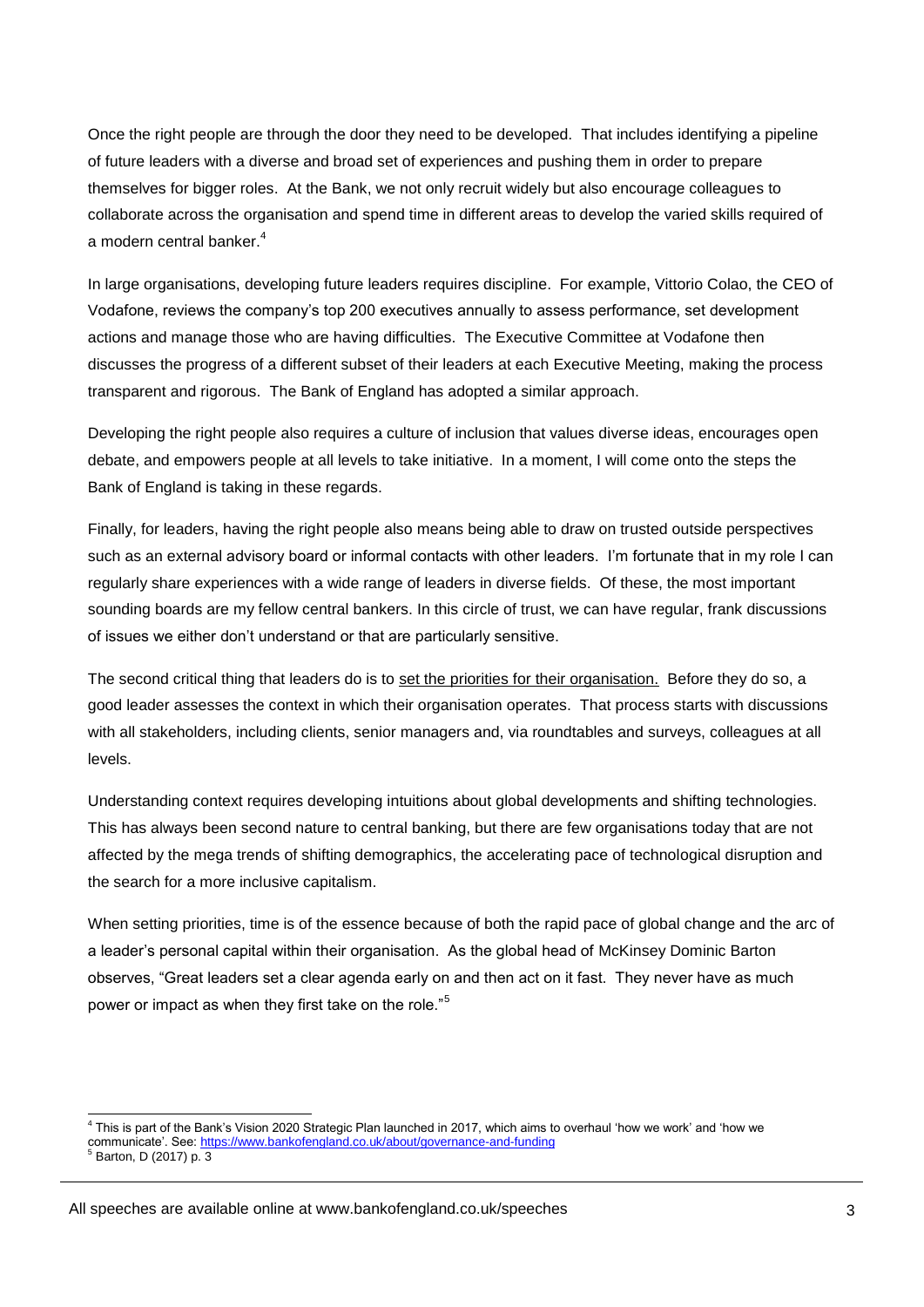Once the right people are through the door they need to be developed. That includes identifying a pipeline of future leaders with a diverse and broad set of experiences and pushing them in order to prepare themselves for bigger roles. At the Bank, we not only recruit widely but also encourage colleagues to collaborate across the organisation and spend time in different areas to develop the varied skills required of a modern central banker.[4]

In large organisations, developing future leaders requires discipline. For example, Vittorio Colao, the CEO of Vodafone, reviews the company's top 200 executives annually to assess performance, set development actions and manage those who are having difficulties. The Executive Committee at Vodafone then discusses the progress of a different subset of their leaders at each Executive Meeting, making the process transparent and rigorous. The Bank of England has adopted a similar approach.

Developing the right people also requires a culture of inclusion that values diverse ideas, encourages open debate, and empowers people at all levels to take initiative. In a moment, I will come onto the steps the Bank of England is taking in these regards.

Finally, for leaders, having the right people also means being able to draw on trusted outside perspectives such as an external advisory board or informal contacts with other leaders. I'm fortunate that in my role I can regularly share experiences with a wide range of leaders in diverse fields. Of these, the most important sounding boards are my fellow central bankers. In this circle of trust, we can have regular, frank discussions of issues we either don't understand or that are particularly sensitive.

The second critical thing that leaders do is to <u>set the priorities for their organisation.</u> Before they do so, a good leader assesses the context in which their organisation operates. That process starts with discussions with all stakeholders, including clients, senior managers and, via roundtables and surveys, colleagues at all levels.

Understanding context requires developing intuitions about global developments and shifting technologies. This has always been second nature to central banking, but there are few organisations today that are not affected by the mega trends of shifting demographics, the accelerating pace of technological disruption and the search for a more inclusive capitalism.

When setting priorities, time is of the essence because of both the rapid pace of global change and the arc of a leader's personal capital within their organisation. As the global head of McKinsey Dominic Barton observes, "Great leaders set a clear agenda early on and then act on it fast. They never have as much power or impact as when they first take on the role."[5]

---

[4] This is part of the Bank's Vision 2020 Strategic Plan launched in 2017, which aims to overhaul 'how we work' and 'how we communicate'. See: https://www.bankofengland.co.uk/about/governance-and-funding

[5] Barton, D (2017) p. 3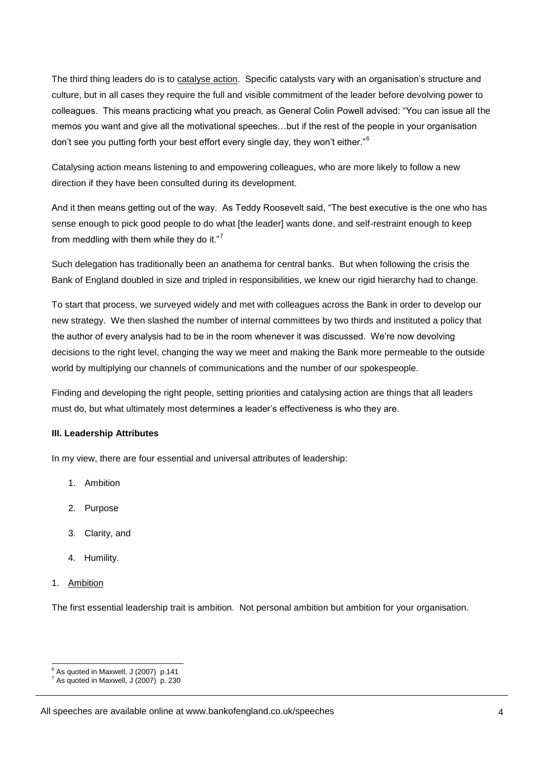The third thing leaders do is to catalyse action. Specific catalysts vary with an organisation's structure and culture, but in all cases they require the full and visible commitment of the leader before devolving power to colleagues. This means practicing what you preach, as General Colin Powell advised: "You can issue all the memos you want and give all the motivational speeches…but if the rest of the people in your organisation don't see you putting forth your best effort every single day, they won't either."[6]

Catalysing action means listening to and empowering colleagues, who are more likely to follow a new direction if they have been consulted during its development.

And it then means getting out of the way. As Teddy Roosevelt said, "The best executive is the one who has sense enough to pick good people to do what [the leader] wants done, and self-restraint enough to keep from meddling with them while they do it."[7]

Such delegation has traditionally been an anathema for central banks. But when following the crisis the Bank of England doubled in size and tripled in responsibilities, we knew our rigid hierarchy had to change.

To start that process, we surveyed widely and met with colleagues across the Bank in order to develop our new strategy. We then slashed the number of internal committees by two thirds and instituted a policy that the author of every analysis had to be in the room whenever it was discussed. We're now devolving decisions to the right level, changing the way we meet and making the Bank more permeable to the outside world by multiplying our channels of communications and the number of our spokespeople.

Finding and developing the right people, setting priorities and catalysing action are things that all leaders must do, but what ultimately most determines a leader's effectiveness is who they are.

**III. Leadership Attributes**

In my view, there are four essential and universal attributes of leadership:

1. Ambition
2. Purpose
3. Clarity, and
4. Humility.

1. Ambition

The first essential leadership trait is ambition. Not personal ambition but ambition for your organisation.

---

[6] As quoted in Maxwell, J (2007) p.141

[7] As quoted in Maxwell, J (2007) p. 230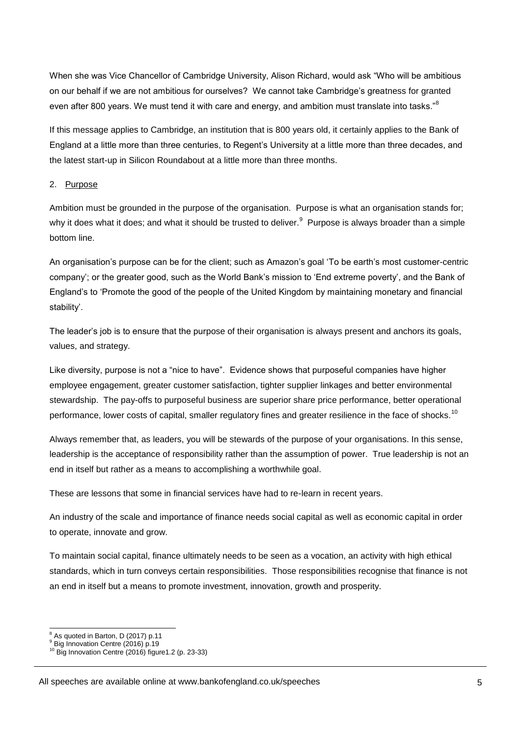When she was Vice Chancellor of Cambridge University, Alison Richard, would ask "Who will be ambitious on our behalf if we are not ambitious for ourselves? We cannot take Cambridge's greatness for granted even after 800 years. We must tend it with care and energy, and ambition must translate into tasks."[8]

If this message applies to Cambridge, an institution that is 800 years old, it certainly applies to the Bank of England at a little more than three centuries, to Regent's University at a little more than three decades, and the latest start-up in Silicon Roundabout at a little more than three months.

## 2. Purpose

Ambition must be grounded in the purpose of the organisation. Purpose is what an organisation stands for; why it does what it does; and what it should be trusted to deliver.[9] Purpose is always broader than a simple bottom line.

An organisation's purpose can be for the client; such as Amazon's goal 'To be earth's most customer-centric company'; or the greater good, such as the World Bank's mission to 'End extreme poverty', and the Bank of England's to 'Promote the good of the people of the United Kingdom by maintaining monetary and financial stability'.

The leader's job is to ensure that the purpose of their organisation is always present and anchors its goals, values, and strategy.

Like diversity, purpose is not a "nice to have". Evidence shows that purposeful companies have higher employee engagement, greater customer satisfaction, tighter supplier linkages and better environmental stewardship. The pay-offs to purposeful business are superior share price performance, better operational performance, lower costs of capital, smaller regulatory fines and greater resilience in the face of shocks.[10]

Always remember that, as leaders, you will be stewards of the purpose of your organisations. In this sense, leadership is the acceptance of responsibility rather than the assumption of power. True leadership is not an end in itself but rather as a means to accomplishing a worthwhile goal.

These are lessons that some in financial services have had to re-learn in recent years.

An industry of the scale and importance of finance needs social capital as well as economic capital in order to operate, innovate and grow.

To maintain social capital, finance ultimately needs to be seen as a vocation, an activity with high ethical standards, which in turn conveys certain responsibilities. Those responsibilities recognise that finance is not an end in itself but a means to promote investment, innovation, growth and prosperity.

---

[8] As quoted in Barton, D (2017) p.11

[9] Big Innovation Centre (2016) p.19

[10] Big Innovation Centre (2016) figure1.2 (p. 23-33)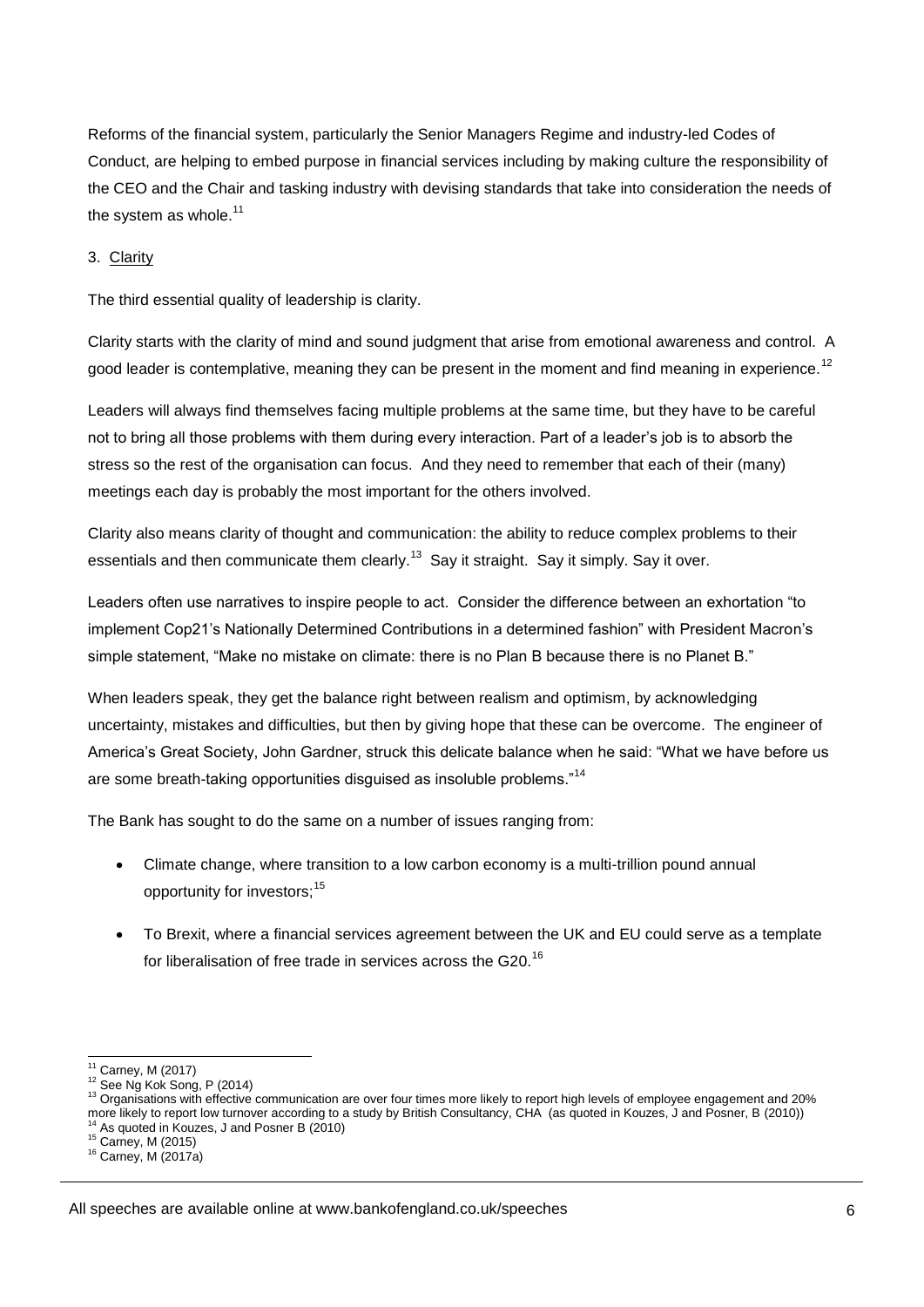Reforms of the financial system, particularly the Senior Managers Regime and industry-led Codes of Conduct, are helping to embed purpose in financial services including by making culture the responsibility of the CEO and the Chair and tasking industry with devising standards that take into consideration the needs of the system as whole.[11]

3. Clarity

The third essential quality of leadership is clarity.

Clarity starts with the clarity of mind and sound judgment that arise from emotional awareness and control. A good leader is contemplative, meaning they can be present in the moment and find meaning in experience.[12]

Leaders will always find themselves facing multiple problems at the same time, but they have to be careful not to bring all those problems with them during every interaction. Part of a leader's job is to absorb the stress so the rest of the organisation can focus. And they need to remember that each of their (many) meetings each day is probably the most important for the others involved.

Clarity also means clarity of thought and communication: the ability to reduce complex problems to their essentials and then communicate them clearly.[13] Say it straight. Say it simply. Say it over.

Leaders often use narratives to inspire people to act. Consider the difference between an exhortation "to implement Cop21's Nationally Determined Contributions in a determined fashion" with President Macron's simple statement, "Make no mistake on climate: there is no Plan B because there is no Planet B."

When leaders speak, they get the balance right between realism and optimism, by acknowledging uncertainty, mistakes and difficulties, but then by giving hope that these can be overcome. The engineer of America's Great Society, John Gardner, struck this delicate balance when he said: "What we have before us are some breath-taking opportunities disguised as insoluble problems."[14]

The Bank has sought to do the same on a number of issues ranging from:

- Climate change, where transition to a low carbon economy is a multi-trillion pound annual opportunity for investors;[15]
- To Brexit, where a financial services agreement between the UK and EU could serve as a template for liberalisation of free trade in services across the G20.[16]

---

[11] Carney, M (2017)
[12] See Ng Kok Song, P (2014)
[13] Organisations with effective communication are over four times more likely to report high levels of employee engagement and 20% more likely to report low turnover according to a study by British Consultancy, CHA (as quoted in Kouzes, J and Posner, B (2010))
[14] As quoted in Kouzes, J and Posner B (2010)
[15] Carney, M (2015)
[16] Carney, M (2017a)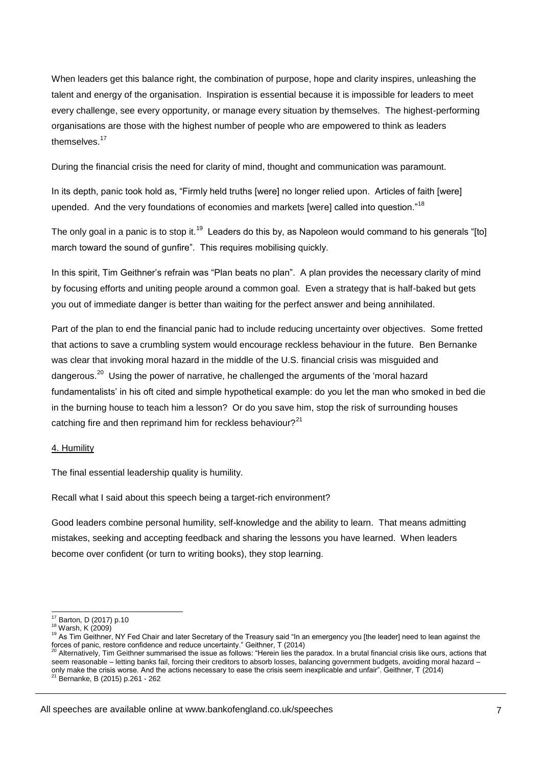When leaders get this balance right, the combination of purpose, hope and clarity inspires, unleashing the talent and energy of the organisation. Inspiration is essential because it is impossible for leaders to meet every challenge, see every opportunity, or manage every situation by themselves. The highest-performing organisations are those with the highest number of people who are empowered to think as leaders themselves.[17]

During the financial crisis the need for clarity of mind, thought and communication was paramount.

In its depth, panic took hold as, "Firmly held truths [were] no longer relied upon. Articles of faith [were] upended. And the very foundations of economies and markets [were] called into question."[18]

The only goal in a panic is to stop it.[19] Leaders do this by, as Napoleon would command to his generals "[to] march toward the sound of gunfire". This requires mobilising quickly.

In this spirit, Tim Geithner's refrain was "Plan beats no plan". A plan provides the necessary clarity of mind by focusing efforts and uniting people around a common goal. Even a strategy that is half-baked but gets you out of immediate danger is better than waiting for the perfect answer and being annihilated.

Part of the plan to end the financial panic had to include reducing uncertainty over objectives. Some fretted that actions to save a crumbling system would encourage reckless behaviour in the future. Ben Bernanke was clear that invoking moral hazard in the middle of the U.S. financial crisis was misguided and dangerous.[20] Using the power of narrative, he challenged the arguments of the 'moral hazard fundamentalists' in his oft cited and simple hypothetical example: do you let the man who smoked in bed die in the burning house to teach him a lesson? Or do you save him, stop the risk of surrounding houses catching fire and then reprimand him for reckless behaviour?[21]

## 4. Humility

The final essential leadership quality is humility.

Recall what I said about this speech being a target-rich environment?

Good leaders combine personal humility, self-knowledge and the ability to learn. That means admitting mistakes, seeking and accepting feedback and sharing the lessons you have learned. When leaders become over confident (or turn to writing books), they stop learning.

---

[17] Barton, D (2017) p.10

[18] Warsh, K (2009)

[19] As Tim Geithner, NY Fed Chair and later Secretary of the Treasury said "In an emergency you [the leader] need to lean against the forces of panic, restore confidence and reduce uncertainty." Geithner, T (2014)

[20] Alternatively, Tim Geithner summarised the issue as follows: "Herein lies the paradox. In a brutal financial crisis like ours, actions that seem reasonable – letting banks fail, forcing their creditors to absorb losses, balancing government budgets, avoiding moral hazard – only make the crisis worse. And the actions necessary to ease the crisis seem inexplicable and unfair". Geithner, T (2014)

[21] Bernanke, B (2015) p.261 - 262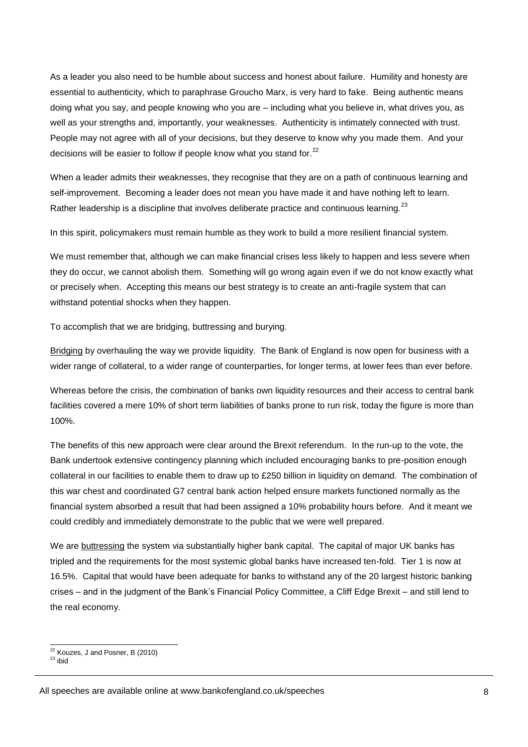As a leader you also need to be humble about success and honest about failure. Humility and honesty are essential to authenticity, which to paraphrase Groucho Marx, is very hard to fake. Being authentic means doing what you say, and people knowing who you are – including what you believe in, what drives you, as well as your strengths and, importantly, your weaknesses. Authenticity is intimately connected with trust. People may not agree with all of your decisions, but they deserve to know why you made them. And your decisions will be easier to follow if people know what you stand for.[22]

When a leader admits their weaknesses, they recognise that they are on a path of continuous learning and self-improvement. Becoming a leader does not mean you have made it and have nothing left to learn. Rather leadership is a discipline that involves deliberate practice and continuous learning.[23]

In this spirit, policymakers must remain humble as they work to build a more resilient financial system.

We must remember that, although we can make financial crises less likely to happen and less severe when they do occur, we cannot abolish them. Something will go wrong again even if we do not know exactly what or precisely when. Accepting this means our best strategy is to create an anti-fragile system that can withstand potential shocks when they happen.

To accomplish that we are bridging, buttressing and burying.

<u>Bridging</u> by overhauling the way we provide liquidity. The Bank of England is now open for business with a wider range of collateral, to a wider range of counterparties, for longer terms, at lower fees than ever before.

Whereas before the crisis, the combination of banks own liquidity resources and their access to central bank facilities covered a mere 10% of short term liabilities of banks prone to run risk, today the figure is more than 100%.

The benefits of this new approach were clear around the Brexit referendum. In the run-up to the vote, the Bank undertook extensive contingency planning which included encouraging banks to pre-position enough collateral in our facilities to enable them to draw up to £250 billion in liquidity on demand. The combination of this war chest and coordinated G7 central bank action helped ensure markets functioned normally as the financial system absorbed a result that had been assigned a 10% probability hours before. And it meant we could credibly and immediately demonstrate to the public that we were well prepared.

We are <u>buttressing</u> the system via substantially higher bank capital. The capital of major UK banks has tripled and the requirements for the most systemic global banks have increased ten-fold. Tier 1 is now at 16.5%. Capital that would have been adequate for banks to withstand any of the 20 largest historic banking crises – and in the judgment of the Bank's Financial Policy Committee, a Cliff Edge Brexit – and still lend to the real economy.

---

[22] Kouzes, J and Posner, B (2010)

[23] ibid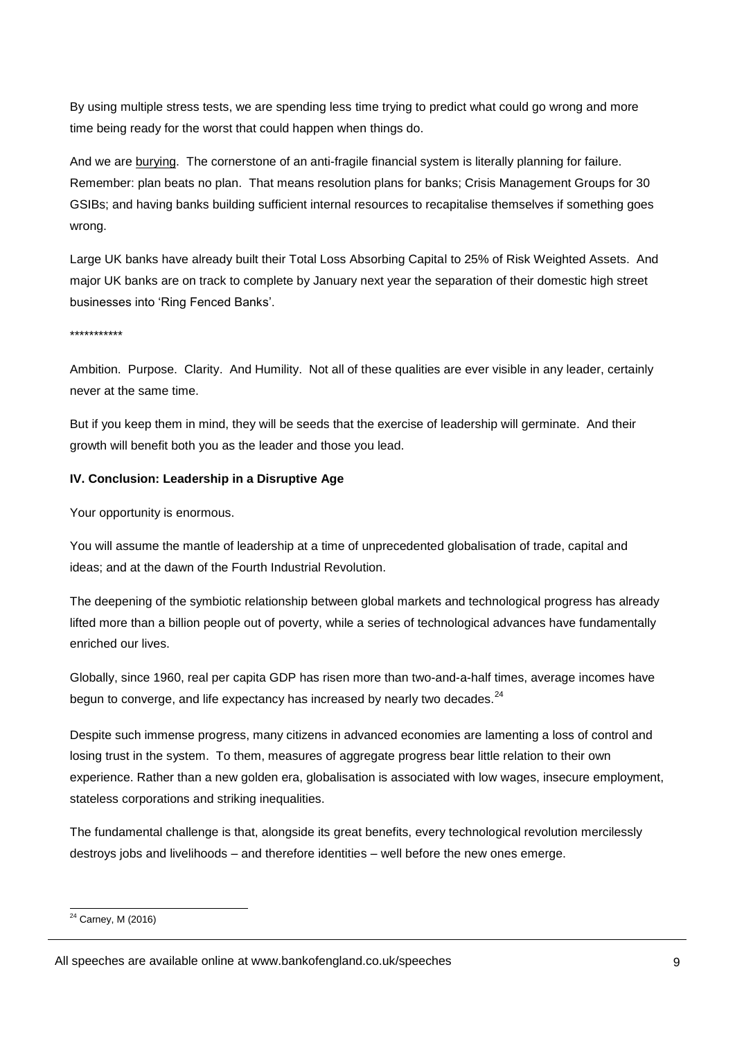By using multiple stress tests, we are spending less time trying to predict what could go wrong and more time being ready for the worst that could happen when things do.

And we are burying. The cornerstone of an anti-fragile financial system is literally planning for failure. Remember: plan beats no plan. That means resolution plans for banks; Crisis Management Groups for 30 GSIBs; and having banks building sufficient internal resources to recapitalise themselves if something goes wrong.

Large UK banks have already built their Total Loss Absorbing Capital to 25% of Risk Weighted Assets. And major UK banks are on track to complete by January next year the separation of their domestic high street businesses into 'Ring Fenced Banks'.

***********

Ambition. Purpose. Clarity. And Humility. Not all of these qualities are ever visible in any leader, certainly never at the same time.

But if you keep them in mind, they will be seeds that the exercise of leadership will germinate. And their growth will benefit both you as the leader and those you lead.

**IV. Conclusion: Leadership in a Disruptive Age**

Your opportunity is enormous.

You will assume the mantle of leadership at a time of unprecedented globalisation of trade, capital and ideas; and at the dawn of the Fourth Industrial Revolution.

The deepening of the symbiotic relationship between global markets and technological progress has already lifted more than a billion people out of poverty, while a series of technological advances have fundamentally enriched our lives.

Globally, since 1960, real per capita GDP has risen more than two-and-a-half times, average incomes have begun to converge, and life expectancy has increased by nearly two decades.[24]

Despite such immense progress, many citizens in advanced economies are lamenting a loss of control and losing trust in the system. To them, measures of aggregate progress bear little relation to their own experience. Rather than a new golden era, globalisation is associated with low wages, insecure employment, stateless corporations and striking inequalities.

The fundamental challenge is that, alongside its great benefits, every technological revolution mercilessly destroys jobs and livelihoods – and therefore identities – well before the new ones emerge.

[24] Carney, M (2016)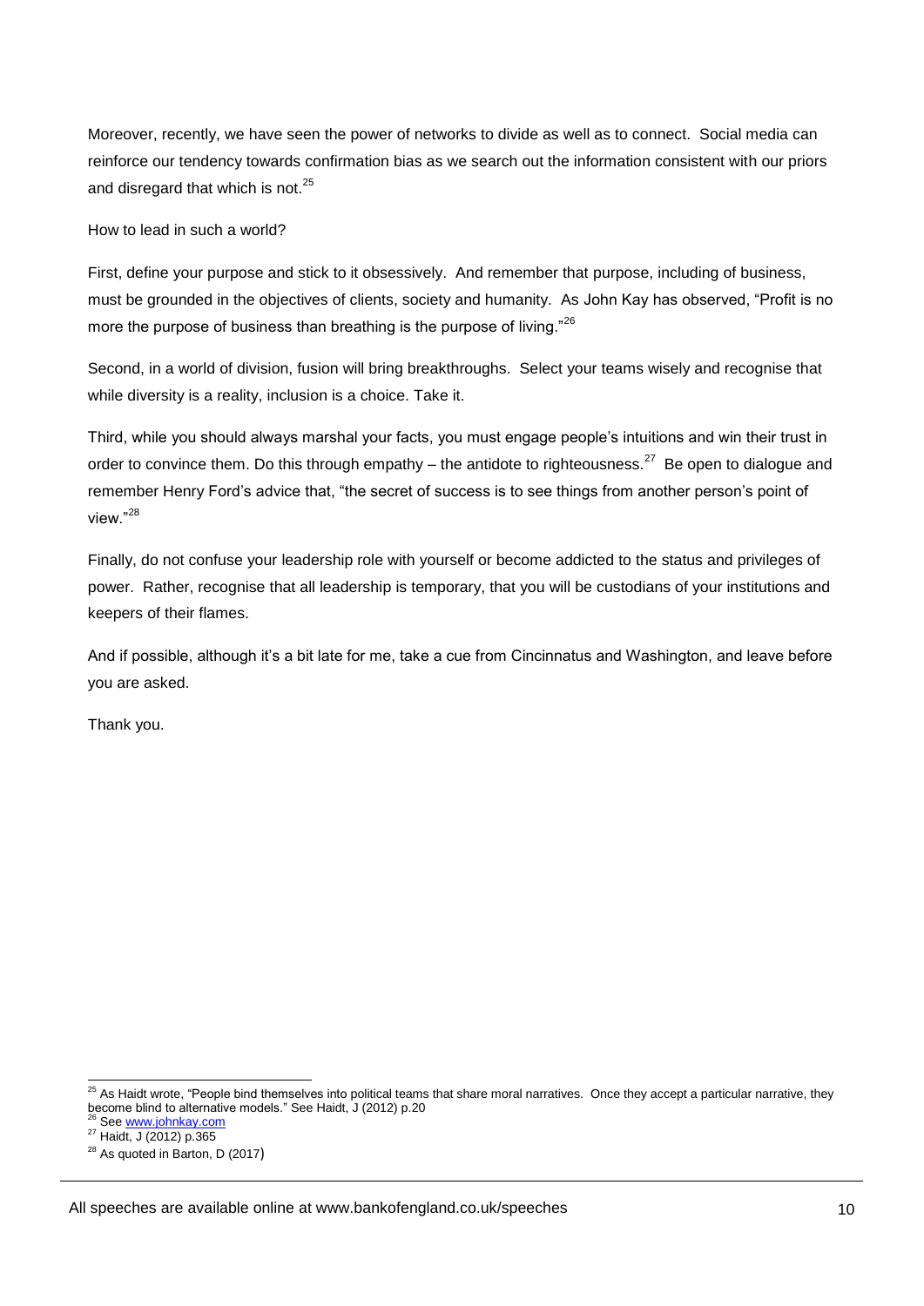Moreover, recently, we have seen the power of networks to divide as well as to connect. Social media can reinforce our tendency towards confirmation bias as we search out the information consistent with our priors and disregard that which is not.[25]

How to lead in such a world?

First, define your purpose and stick to it obsessively. And remember that purpose, including of business, must be grounded in the objectives of clients, society and humanity. As John Kay has observed, "Profit is no more the purpose of business than breathing is the purpose of living."[26]

Second, in a world of division, fusion will bring breakthroughs. Select your teams wisely and recognise that while diversity is a reality, inclusion is a choice. Take it.

Third, while you should always marshal your facts, you must engage people's intuitions and win their trust in order to convince them. Do this through empathy – the antidote to righteousness.[27] Be open to dialogue and remember Henry Ford's advice that, "the secret of success is to see things from another person's point of view."[28]

Finally, do not confuse your leadership role with yourself or become addicted to the status and privileges of power. Rather, recognise that all leadership is temporary, that you will be custodians of your institutions and keepers of their flames.

And if possible, although it's a bit late for me, take a cue from Cincinnatus and Washington, and leave before you are asked.

Thank you.

---

[25] As Haidt wrote, "People bind themselves into political teams that share moral narratives. Once they accept a particular narrative, they become blind to alternative models." See Haidt, J (2012) p.20

[26] See www.johnkay.com

[27] Haidt, J (2012) p.365

[28] As quoted in Barton, D (2017)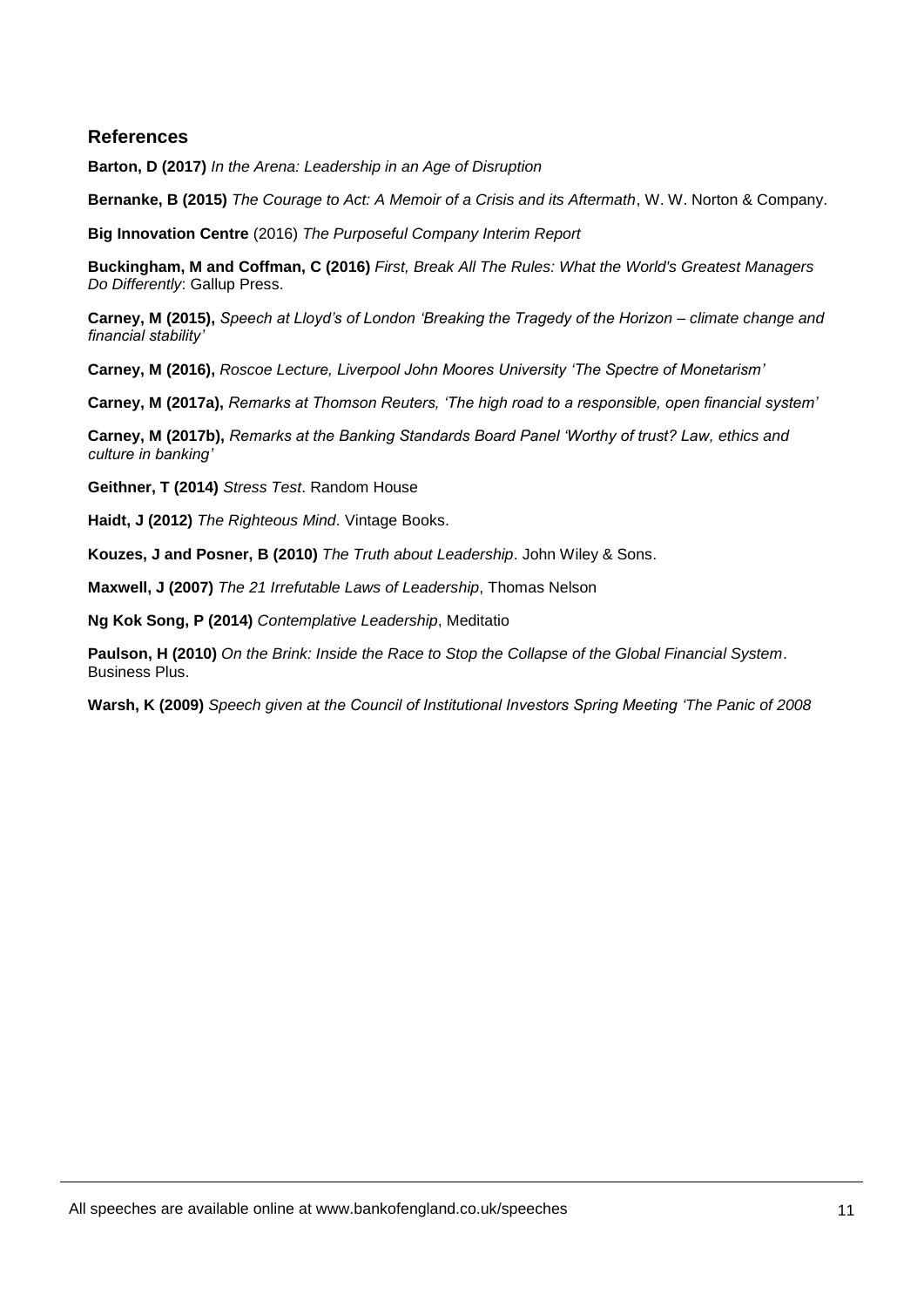## References

**Barton, D (2017)** *In the Arena: Leadership in an Age of Disruption*

**Bernanke, B (2015)** *The Courage to Act: A Memoir of a Crisis and its Aftermath*, W. W. Norton & Company.

**Big Innovation Centre** (2016) *The Purposeful Company Interim Report*

**Buckingham, M and Coffman, C (2016)** *First, Break All The Rules: What the World's Greatest Managers Do Differently*: Gallup Press.

**Carney, M (2015),** *Speech at Lloyd's of London 'Breaking the Tragedy of the Horizon – climate change and financial stability'*

**Carney, M (2016),** *Roscoe Lecture, Liverpool John Moores University 'The Spectre of Monetarism'*

**Carney, M (2017a),** *Remarks at Thomson Reuters, 'The high road to a responsible, open financial system'*

**Carney, M (2017b),** *Remarks at the Banking Standards Board Panel 'Worthy of trust? Law, ethics and culture in banking'*

**Geithner, T (2014)** *Stress Test*. Random House

**Haidt, J (2012)** *The Righteous Mind*. Vintage Books.

**Kouzes, J and Posner, B (2010)** *The Truth about Leadership*. John Wiley & Sons.

**Maxwell, J (2007)** *The 21 Irrefutable Laws of Leadership*, Thomas Nelson

**Ng Kok Song, P (2014)** *Contemplative Leadership*, Meditatio

**Paulson, H (2010)** *On the Brink: Inside the Race to Stop the Collapse of the Global Financial System*. Business Plus.

**Warsh, K (2009)** *Speech given at the Council of Institutional Investors Spring Meeting 'The Panic of 2008*

All speeches are available online at www.bankofengland.co.uk/speeches